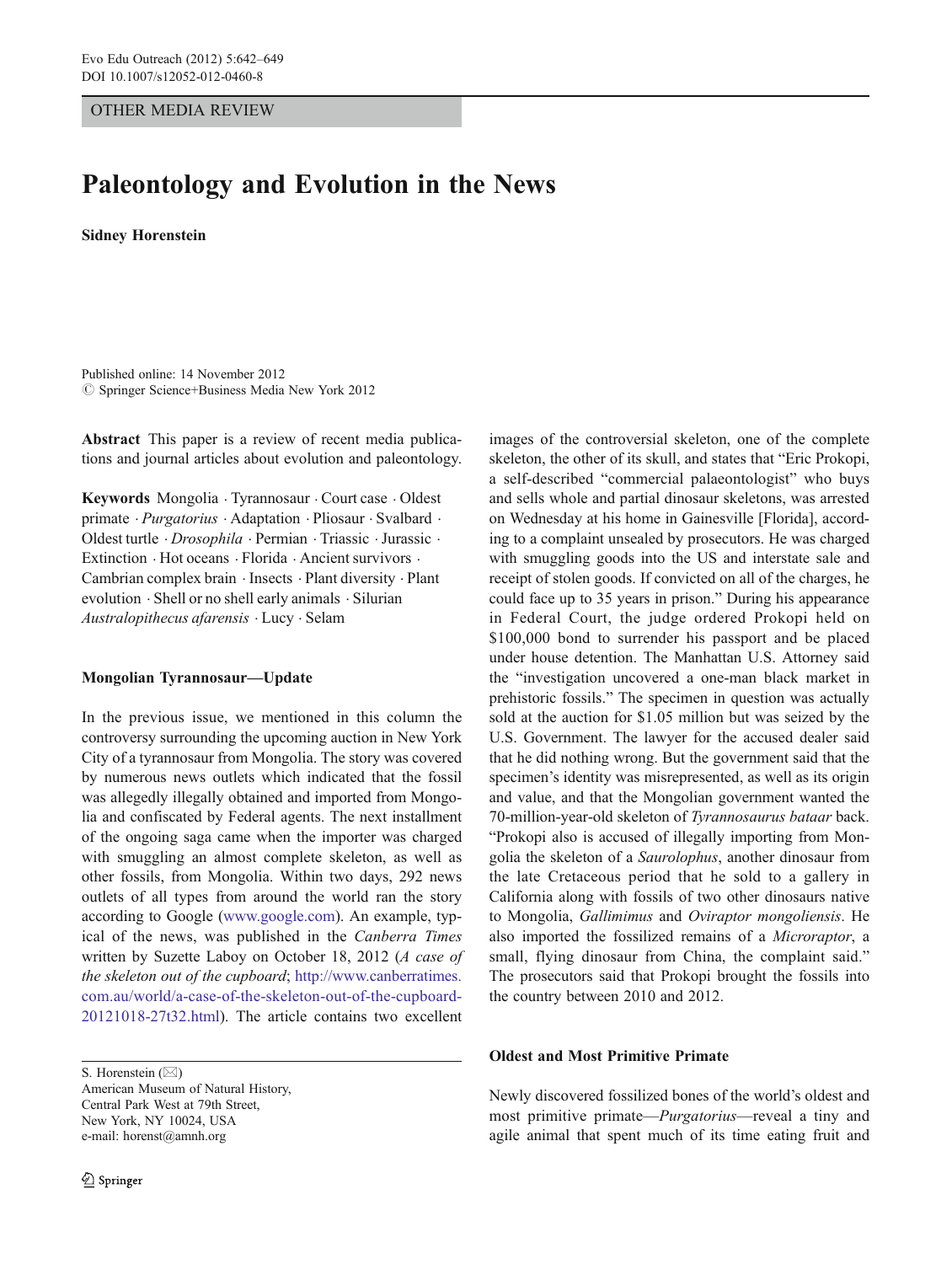OTHER MEDIA REVIEW

# Paleontology and Evolution in the News

**Sidney Horenstein**

Published online: 14 November 2012
© Springer Science+Business Media New York 2012

**Abstract** This paper is a review of recent media publications and journal articles about evolution and paleontology.

**Keywords** Mongolia · Tyrannosaur · Court case · Oldest primate · *Purgatorius* · Adaptation · Pliosaur · Svalbard · Oldest turtle · *Drosophila* · Permian · Triassic · Jurassic · Extinction · Hot oceans · Florida · Ancient survivors · Cambrian complex brain · Insects · Plant diversity · Plant evolution · Shell or no shell early animals · Silurian *Australopithecus afarensis* · Lucy · Selam

### Mongolian Tyrannosaur—Update

In the previous issue, we mentioned in this column the controversy surrounding the upcoming auction in New York City of a tyrannosaur from Mongolia. The story was covered by numerous news outlets which indicated that the fossil was allegedly illegally obtained and imported from Mongolia and confiscated by Federal agents. The next installment of the ongoing saga came when the importer was charged with smuggling an almost complete skeleton, as well as other fossils, from Mongolia. Within two days, 292 news outlets of all types from around the world ran the story according to Google (www.google.com). An example, typical of the news, was published in the *Canberra Times* written by Suzette Laboy on October 18, 2012 (*A case of the skeleton out of the cupboard*; http://www.canberratimes.com.au/world/a-case-of-the-skeleton-out-of-the-cupboard-20121018-27t32.html). The article contains two excellent images of the controversial skeleton, one of the complete skeleton, the other of its skull, and states that "Eric Prokopi, a self-described "commercial palaeontologist" who buys and sells whole and partial dinosaur skeletons, was arrested on Wednesday at his home in Gainesville [Florida], according to a complaint unsealed by prosecutors. He was charged with smuggling goods into the US and interstate sale and receipt of stolen goods. If convicted on all of the charges, he could face up to 35 years in prison." During his appearance in Federal Court, the judge ordered Prokopi held on $100,000 bond to surrender his passport and be placed under house detention. The Manhattan U.S. Attorney said the "investigation uncovered a one-man black market in prehistoric fossils." The specimen in question was actually sold at the auction for $1.05 million but was seized by the U.S. Government. The lawyer for the accused dealer said that he did nothing wrong. But the government said that the specimen's identity was misrepresented, as well as its origin and value, and that the Mongolian government wanted the 70-million-year-old skeleton of *Tyrannosaurus bataar* back. "Prokopi also is accused of illegally importing from Mongolia the skeleton of a *Saurolophus*, another dinosaur from the late Cretaceous period that he sold to a gallery in California along with fossils of two other dinosaurs native to Mongolia, *Gallimimus* and *Oviraptor mongoliensis*. He also imported the fossilized remains of a *Microraptor*, a small, flying dinosaur from China, the complaint said." The prosecutors said that Prokopi brought the fossils into the country between 2010 and 2012.

### Oldest and Most Primitive Primate

Newly discovered fossilized bones of the world's oldest and most primitive primate—*Purgatorius*—reveal a tiny and agile animal that spent much of its time eating fruit and

S. Horenstein (✉)
American Museum of Natural History,
Central Park West at 79th Street,
New York, NY 10024, USA
e-mail: horenst@amnh.org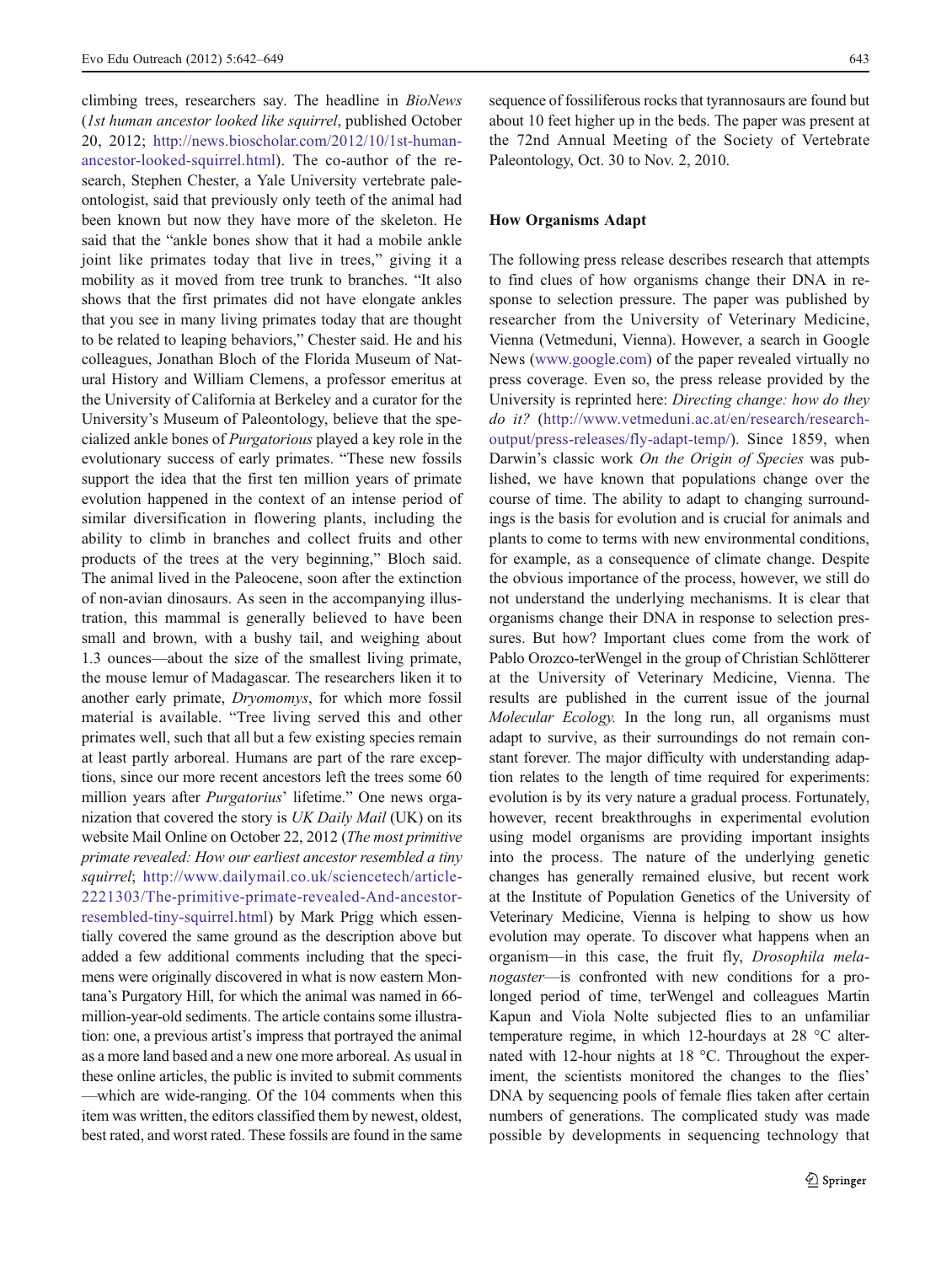climbing trees, researchers say. The headline in *BioNews* (*1st human ancestor looked like squirrel*, published October 20, 2012; http://news.bioscholar.com/2012/10/1st-human-ancestor-looked-squirrel.html). The co-author of the research, Stephen Chester, a Yale University vertebrate paleontologist, said that previously only teeth of the animal had been known but now they have more of the skeleton. He said that the "ankle bones show that it had a mobile ankle joint like primates today that live in trees," giving it a mobility as it moved from tree trunk to branches. "It also shows that the first primates did not have elongate ankles that you see in many living primates today that are thought to be related to leaping behaviors," Chester said. He and his colleagues, Jonathan Bloch of the Florida Museum of Natural History and William Clemens, a professor emeritus at the University of California at Berkeley and a curator for the University's Museum of Paleontology, believe that the specialized ankle bones of *Purgatorious* played a key role in the evolutionary success of early primates. "These new fossils support the idea that the first ten million years of primate evolution happened in the context of an intense period of similar diversification in flowering plants, including the ability to climb in branches and collect fruits and other products of the trees at the very beginning," Bloch said. The animal lived in the Paleocene, soon after the extinction of non-avian dinosaurs. As seen in the accompanying illustration, this mammal is generally believed to have been small and brown, with a bushy tail, and weighing about 1.3 ounces—about the size of the smallest living primate, the mouse lemur of Madagascar. The researchers liken it to another early primate, *Dryomomys*, for which more fossil material is available. "Tree living served this and other primates well, such that all but a few existing species remain at least partly arboreal. Humans are part of the rare exceptions, since our more recent ancestors left the trees some 60 million years after *Purgatorius*' lifetime." One news organization that covered the story is *UK Daily Mail* (UK) on its website Mail Online on October 22, 2012 (*The most primitive primate revealed: How our earliest ancestor resembled a tiny squirrel*; http://www.dailymail.co.uk/sciencetech/article-2221303/The-primitive-primate-revealed-And-ancestor-resembled-tiny-squirrel.html) by Mark Prigg which essentially covered the same ground as the description above but added a few additional comments including that the specimens were originally discovered in what is now eastern Montana's Purgatory Hill, for which the animal was named in 66-million-year-old sediments. The article contains some illustration: one, a previous artist's impress that portrayed the animal as a more land based and a new one more arboreal. As usual in these online articles, the public is invited to submit comments —which are wide-ranging. Of the 104 comments when this item was written, the editors classified them by newest, oldest, best rated, and worst rated. These fossils are found in the same sequence of fossiliferous rocks that tyrannosaurs are found but about 10 feet higher up in the beds. The paper was present at the 72nd Annual Meeting of the Society of Vertebrate Paleontology, Oct. 30 to Nov. 2, 2010.

## How Organisms Adapt

The following press release describes research that attempts to find clues of how organisms change their DNA in response to selection pressure. The paper was published by researcher from the University of Veterinary Medicine, Vienna (Vetmeduni, Vienna). However, a search in Google News (www.google.com) of the paper revealed virtually no press coverage. Even so, the press release provided by the University is reprinted here: *Directing change: how do they do it?* (http://www.vetmeduni.ac.at/en/research/research-output/press-releases/fly-adapt-temp/). Since 1859, when Darwin's classic work *On the Origin of Species* was published, we have known that populations change over the course of time. The ability to adapt to changing surroundings is the basis for evolution and is crucial for animals and plants to come to terms with new environmental conditions, for example, as a consequence of climate change. Despite the obvious importance of the process, however, we still do not understand the underlying mechanisms. It is clear that organisms change their DNA in response to selection pressures. But how? Important clues come from the work of Pablo Orozco-terWengel in the group of Christian Schlötterer at the University of Veterinary Medicine, Vienna. The results are published in the current issue of the journal *Molecular Ecology.* In the long run, all organisms must adapt to survive, as their surroundings do not remain constant forever. The major difficulty with understanding adaptation relates to the length of time required for experiments: evolution is by its very nature a gradual process. Fortunately, however, recent breakthroughs in experimental evolution using model organisms are providing important insights into the process. The nature of the underlying genetic changes has generally remained elusive, but recent work at the Institute of Population Genetics of the University of Veterinary Medicine, Vienna is helping to show us how evolution may operate. To discover what happens when an organism—in this case, the fruit fly, *Drosophila melanogaster*—is confronted with new conditions for a prolonged period of time, terWengel and colleagues Martin Kapun and Viola Nolte subjected flies to an unfamiliar temperature regime, in which 12-hourdays at 28 °C alternated with 12-hour nights at 18 °C. Throughout the experiment, the scientists monitored the changes to the flies' DNA by sequencing pools of female flies taken after certain numbers of generations. The complicated study was made possible by developments in sequencing technology that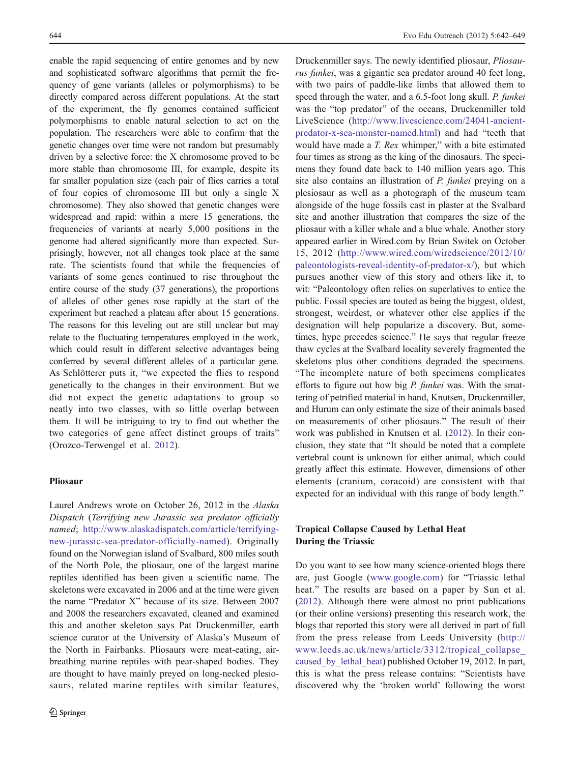enable the rapid sequencing of entire genomes and by new and sophisticated software algorithms that permit the frequency of gene variants (alleles or polymorphisms) to be directly compared across different populations. At the start of the experiment, the fly genomes contained sufficient polymorphisms to enable natural selection to act on the population. The researchers were able to confirm that the genetic changes over time were not random but presumably driven by a selective force: the X chromosome proved to be more stable than chromosome III, for example, despite its far smaller population size (each pair of flies carries a total of four copies of chromosome III but only a single X chromosome). They also showed that genetic changes were widespread and rapid: within a mere 15 generations, the frequencies of variants at nearly 5,000 positions in the genome had altered significantly more than expected. Surprisingly, however, not all changes took place at the same rate. The scientists found that while the frequencies of variants of some genes continued to rise throughout the entire course of the study (37 generations), the proportions of alleles of other genes rose rapidly at the start of the experiment but reached a plateau after about 15 generations. The reasons for this leveling out are still unclear but may relate to the fluctuating temperatures employed in the work, which could result in different selective advantages being conferred by several different alleles of a particular gene. As Schlötterer puts it, "we expected the flies to respond genetically to the changes in their environment. But we did not expect the genetic adaptations to group so neatly into two classes, with so little overlap between them. It will be intriguing to try to find out whether the two categories of gene affect distinct groups of traits" (Orozco-Terwengel et al. 2012).

## Pliosaur

Laurel Andrews wrote on October 26, 2012 in the *Alaska Dispatch* (*Terrifying new Jurassic sea predator officially named*; http://www.alaskadispatch.com/article/terrifying-new-jurassic-sea-predator-officially-named). Originally found on the Norwegian island of Svalbard, 800 miles south of the North Pole, the pliosaur, one of the largest marine reptiles identified has been given a scientific name. The skeletons were excavated in 2006 and at the time were given the name "Predator X" because of its size. Between 2007 and 2008 the researchers excavated, cleaned and examined this and another skeleton says Pat Druckenmiller, earth science curator at the University of Alaska's Museum of the North in Fairbanks. Pliosaurs were meat-eating, air-breathing marine reptiles with pear-shaped bodies. They are thought to have mainly preyed on long-necked plesiosaurs, related marine reptiles with similar features, Druckenmiller says. The newly identified pliosaur, *Pliosaurus funkei*, was a gigantic sea predator around 40 feet long, with two pairs of paddle-like limbs that allowed them to speed through the water, and a 6.5-foot long skull. *P. funkei* was the "top predator" of the oceans, Druckenmiller told LiveScience (http://www.livescience.com/24041-ancient-predator-x-sea-monster-named.html) and had "teeth that would have made a *T. Rex* whimper," with a bite estimated four times as strong as the king of the dinosaurs. The specimens they found date back to 140 million years ago. This site also contains an illustration of *P. funkei* preying on a plesiosaur as well as a photograph of the museum team alongside of the huge fossils cast in plaster at the Svalbard site and another illustration that compares the size of the pliosaur with a killer whale and a blue whale. Another story appeared earlier in Wired.com by Brian Switek on October 15, 2012 (http://www.wired.com/wiredscience/2012/10/paleontologists-reveal-identity-of-predator-x/), but which pursues another view of this story and others like it, to wit: "Paleontology often relies on superlatives to entice the public. Fossil species are touted as being the biggest, oldest, strongest, weirdest, or whatever other else applies if the designation will help popularize a discovery. But, sometimes, hype precedes science." He says that regular freeze thaw cycles at the Svalbard locality severely fragmented the skeletons plus other conditions degraded the specimens. "The incomplete nature of both specimens complicates efforts to figure out how big *P. funkei* was. With the smattering of petrified material in hand, Knutsen, Druckenmiller, and Hurum can only estimate the size of their animals based on measurements of other pliosaurs." The result of their work was published in Knutsen et al. (2012). In their conclusion, they state that "It should be noted that a complete vertebral count is unknown for either animal, which could greatly affect this estimate. However, dimensions of other elements (cranium, coracoid) are consistent with that expected for an individual with this range of body length."

## Tropical Collapse Caused by Lethal Heat During the Triassic

Do you want to see how many science-oriented blogs there are, just Google (www.google.com) for "Triassic lethal heat." The results are based on a paper by Sun et al. (2012). Although there were almost no print publications (or their online versions) presenting this research work, the blogs that reported this story were all derived in part of full from the press release from Leeds University (http://www.leeds.ac.uk/news/article/3312/tropical_collapse_caused_by_lethal_heat) published October 19, 2012. In part, this is what the press release contains: "Scientists have discovered why the 'broken world' following the worst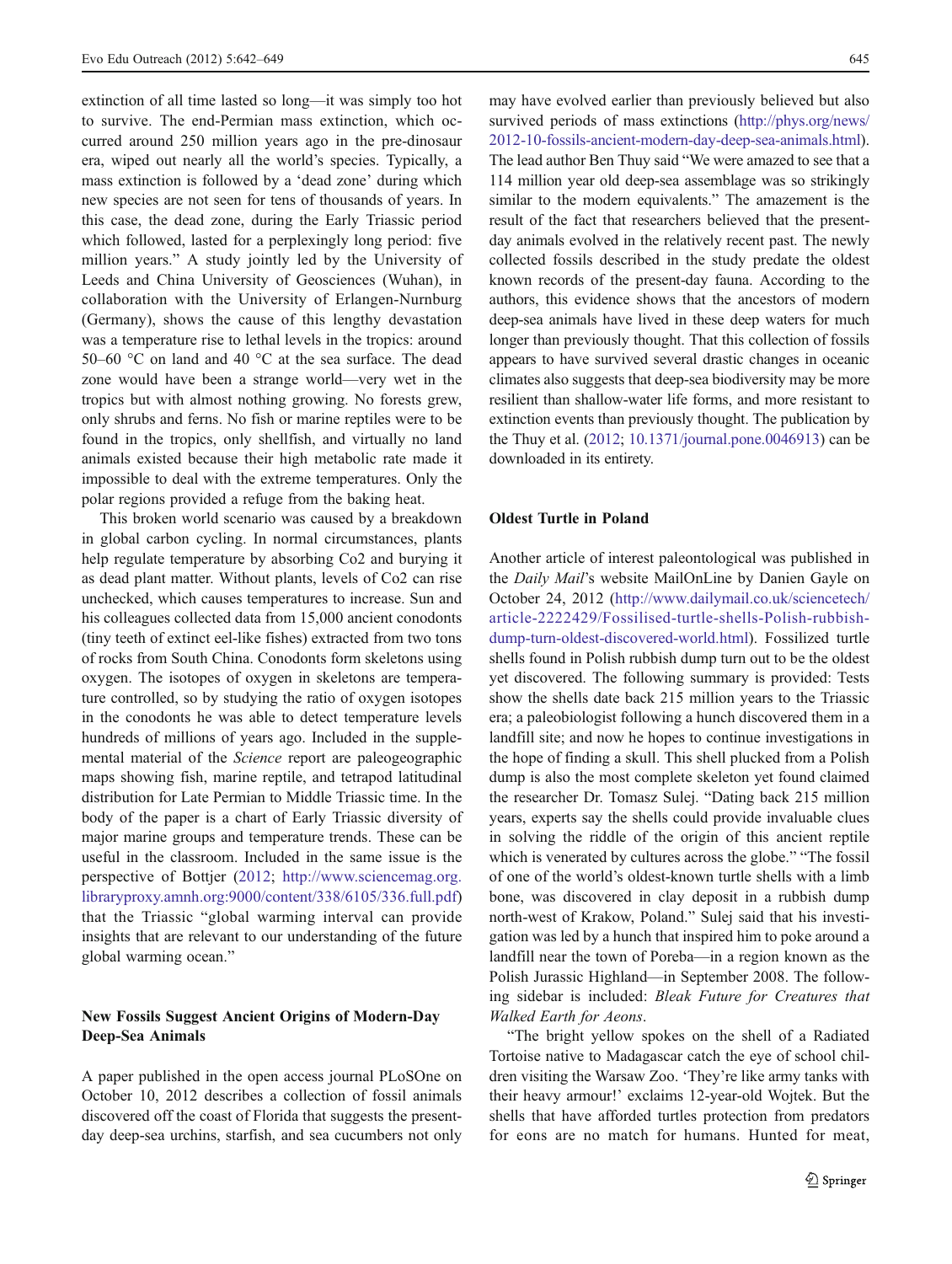extinction of all time lasted so long—it was simply too hot to survive. The end-Permian mass extinction, which occurred around 250 million years ago in the pre-dinosaur era, wiped out nearly all the world's species. Typically, a mass extinction is followed by a 'dead zone' during which new species are not seen for tens of thousands of years. In this case, the dead zone, during the Early Triassic period which followed, lasted for a perplexingly long period: five million years." A study jointly led by the University of Leeds and China University of Geosciences (Wuhan), in collaboration with the University of Erlangen-Nurnburg (Germany), shows the cause of this lengthy devastation was a temperature rise to lethal levels in the tropics: around 50–60 °C on land and 40 °C at the sea surface. The dead zone would have been a strange world—very wet in the tropics but with almost nothing growing. No forests grew, only shrubs and ferns. No fish or marine reptiles were to be found in the tropics, only shellfish, and virtually no land animals existed because their high metabolic rate made it impossible to deal with the extreme temperatures. Only the polar regions provided a refuge from the baking heat.

This broken world scenario was caused by a breakdown in global carbon cycling. In normal circumstances, plants help regulate temperature by absorbing Co2 and burying it as dead plant matter. Without plants, levels of Co2 can rise unchecked, which causes temperatures to increase. Sun and his colleagues collected data from 15,000 ancient conodonts (tiny teeth of extinct eel-like fishes) extracted from two tons of rocks from South China. Conodonts form skeletons using oxygen. The isotopes of oxygen in skeletons are temperature controlled, so by studying the ratio of oxygen isotopes in the conodonts he was able to detect temperature levels hundreds of millions of years ago. Included in the supplemental material of the *Science* report are paleogeographic maps showing fish, marine reptile, and tetrapod latitudinal distribution for Late Permian to Middle Triassic time. In the body of the paper is a chart of Early Triassic diversity of major marine groups and temperature trends. These can be useful in the classroom. Included in the same issue is the perspective of Bottjer (2012; http://www.sciencemag.org.libraryproxy.amnh.org:9000/content/338/6105/336.full.pdf) that the Triassic "global warming interval can provide insights that are relevant to our understanding of the future global warming ocean."

## New Fossils Suggest Ancient Origins of Modern-Day Deep-Sea Animals

A paper published in the open access journal PLoSOne on October 10, 2012 describes a collection of fossil animals discovered off the coast of Florida that suggests the present-day deep-sea urchins, starfish, and sea cucumbers not only may have evolved earlier than previously believed but also survived periods of mass extinctions (http://phys.org/news/2012-10-fossils-ancient-modern-day-deep-sea-animals.html). The lead author Ben Thuy said "We were amazed to see that a 114 million year old deep-sea assemblage was so strikingly similar to the modern equivalents." The amazement is the result of the fact that researchers believed that the present-day animals evolved in the relatively recent past. The newly collected fossils described in the study predate the oldest known records of the present-day fauna. According to the authors, this evidence shows that the ancestors of modern deep-sea animals have lived in these deep waters for much longer than previously thought. That this collection of fossils appears to have survived several drastic changes in oceanic climates also suggests that deep-sea biodiversity may be more resilient than shallow-water life forms, and more resistant to extinction events than previously thought. The publication by the Thuy et al. (2012; 10.1371/journal.pone.0046913) can be downloaded in its entirety.

## Oldest Turtle in Poland

Another article of interest paleontological was published in the *Daily Mail*'s website MailOnLine by Danien Gayle on October 24, 2012 (http://www.dailymail.co.uk/sciencetech/article-2222429/Fossilised-turtle-shells-Polish-rubbish-dump-turn-oldest-discovered-world.html). Fossilized turtle shells found in Polish rubbish dump turn out to be the oldest yet discovered. The following summary is provided: Tests show the shells date back 215 million years to the Triassic era; a paleobiologist following a hunch discovered them in a landfill site; and now he hopes to continue investigations in the hope of finding a skull. This shell plucked from a Polish dump is also the most complete skeleton yet found claimed the researcher Dr. Tomasz Sulej. "Dating back 215 million years, experts say the shells could provide invaluable clues in solving the riddle of the origin of this ancient reptile which is venerated by cultures across the globe." "The fossil of one of the world's oldest-known turtle shells with a limb bone, was discovered in clay deposit in a rubbish dump north-west of Krakow, Poland." Sulej said that his investigation was led by a hunch that inspired him to poke around a landfill near the town of Poreba—in a region known as the Polish Jurassic Highland—in September 2008. The following sidebar is included: *Bleak Future for Creatures that Walked Earth for Aeons*.

"The bright yellow spokes on the shell of a Radiated Tortoise native to Madagascar catch the eye of school children visiting the Warsaw Zoo. 'They're like army tanks with their heavy armour!' exclaims 12-year-old Wojtek. But the shells that have afforded turtles protection from predators for eons are no match for humans. Hunted for meat,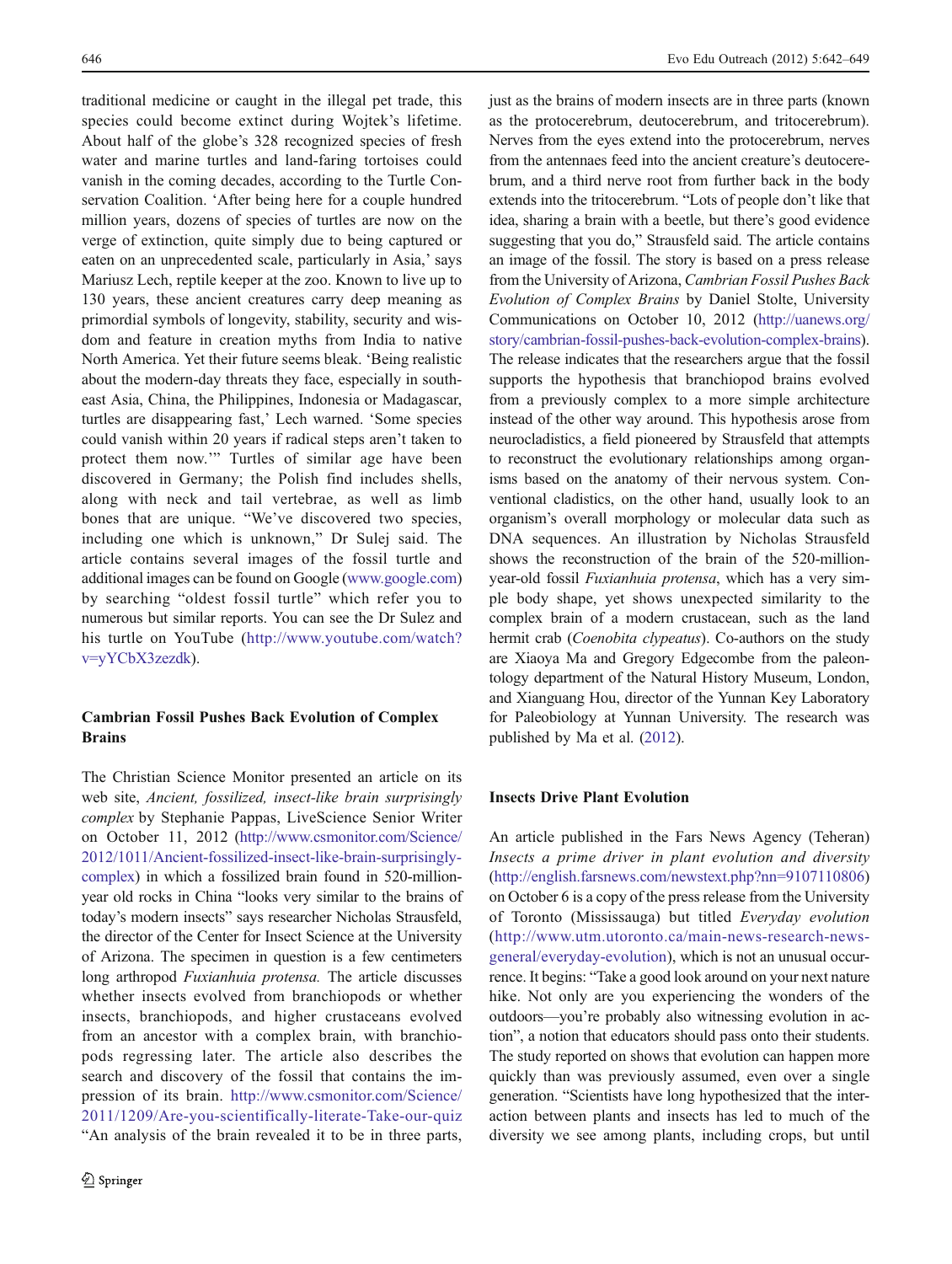traditional medicine or caught in the illegal pet trade, this species could become extinct during Wojtek's lifetime. About half of the globe's 328 recognized species of fresh water and marine turtles and land-faring tortoises could vanish in the coming decades, according to the Turtle Conservation Coalition. 'After being here for a couple hundred million years, dozens of species of turtles are now on the verge of extinction, quite simply due to being captured or eaten on an unprecedented scale, particularly in Asia,' says Mariusz Lech, reptile keeper at the zoo. Known to live up to 130 years, these ancient creatures carry deep meaning as primordial symbols of longevity, stability, security and wisdom and feature in creation myths from India to native North America. Yet their future seems bleak. 'Being realistic about the modern-day threats they face, especially in southeast Asia, China, the Philippines, Indonesia or Madagascar, turtles are disappearing fast,' Lech warned. 'Some species could vanish within 20 years if radical steps aren't taken to protect them now.'" Turtles of similar age have been discovered in Germany; the Polish find includes shells, along with neck and tail vertebrae, as well as limb bones that are unique. "We've discovered two species, including one which is unknown," Dr Sulej said. The article contains several images of the fossil turtle and additional images can be found on Google (www.google.com) by searching "oldest fossil turtle" which refer you to numerous but similar reports. You can see the Dr Sulez and his turtle on YouTube (http://www.youtube.com/watch?v=yYCbX3zezdk).

## Cambrian Fossil Pushes Back Evolution of Complex Brains

The Christian Science Monitor presented an article on its web site, *Ancient, fossilized, insect-like brain surprisingly complex* by Stephanie Pappas, LiveScience Senior Writer on October 11, 2012 (http://www.csmonitor.com/Science/2012/1011/Ancient-fossilized-insect-like-brain-surprisingly-complex) in which a fossilized brain found in 520-million-year old rocks in China "looks very similar to the brains of today's modern insects" says researcher Nicholas Strausfeld, the director of the Center for Insect Science at the University of Arizona. The specimen in question is a few centimeters long arthropod *Fuxianhuia protensa.* The article discusses whether insects evolved from branchiopods or whether insects, branchiopods, and higher crustaceans evolved from an ancestor with a complex brain, with branchiopods regressing later. The article also describes the search and discovery of the fossil that contains the impression of its brain. http://www.csmonitor.com/Science/2011/1209/Are-you-scientifically-literate-Take-our-quiz "An analysis of the brain revealed it to be in three parts, just as the brains of modern insects are in three parts (known as the protocerebrum, deutocerebrum, and tritocerebrum). Nerves from the eyes extend into the protocerebrum, nerves from the antennaes feed into the ancient creature's deutocerebrum, and a third nerve root from further back in the body extends into the tritocerebrum. "Lots of people don't like that idea, sharing a brain with a beetle, but there's good evidence suggesting that you do," Strausfeld said. The article contains an image of the fossil. The story is based on a press release from the University of Arizona, *Cambrian Fossil Pushes Back Evolution of Complex Brains* by Daniel Stolte, University Communications on October 10, 2012 (http://uanews.org/story/cambrian-fossil-pushes-back-evolution-complex-brains). The release indicates that the researchers argue that the fossil supports the hypothesis that branchiopod brains evolved from a previously complex to a more simple architecture instead of the other way around. This hypothesis arose from neurocladistics, a field pioneered by Strausfeld that attempts to reconstruct the evolutionary relationships among organisms based on the anatomy of their nervous system. Conventional cladistics, on the other hand, usually look to an organism's overall morphology or molecular data such as DNA sequences. An illustration by Nicholas Strausfeld shows the reconstruction of the brain of the 520-million-year-old fossil *Fuxianhuia protensa*, which has a very simple body shape, yet shows unexpected similarity to the complex brain of a modern crustacean, such as the land hermit crab (*Coenobita clypeatus*). Co-authors on the study are Xiaoya Ma and Gregory Edgecombe from the paleontology department of the Natural History Museum, London, and Xianguang Hou, director of the Yunnan Key Laboratory for Paleobiology at Yunnan University. The research was published by Ma et al. (2012).

## Insects Drive Plant Evolution

An article published in the Fars News Agency (Teheran) *Insects a prime driver in plant evolution and diversity* (http://english.farsnews.com/newstext.php?nn=9107110806) on October 6 is a copy of the press release from the University of Toronto (Mississauga) but titled *Everyday evolution* (http://www.utm.utoronto.ca/main-news-research-news-general/everyday-evolution), which is not an unusual occurrence. It begins: "Take a good look around on your next nature hike. Not only are you experiencing the wonders of the outdoors—you're probably also witnessing evolution in action", a notion that educators should pass onto their students. The study reported on shows that evolution can happen more quickly than was previously assumed, even over a single generation. "Scientists have long hypothesized that the interaction between plants and insects has led to much of the diversity we see among plants, including crops, but until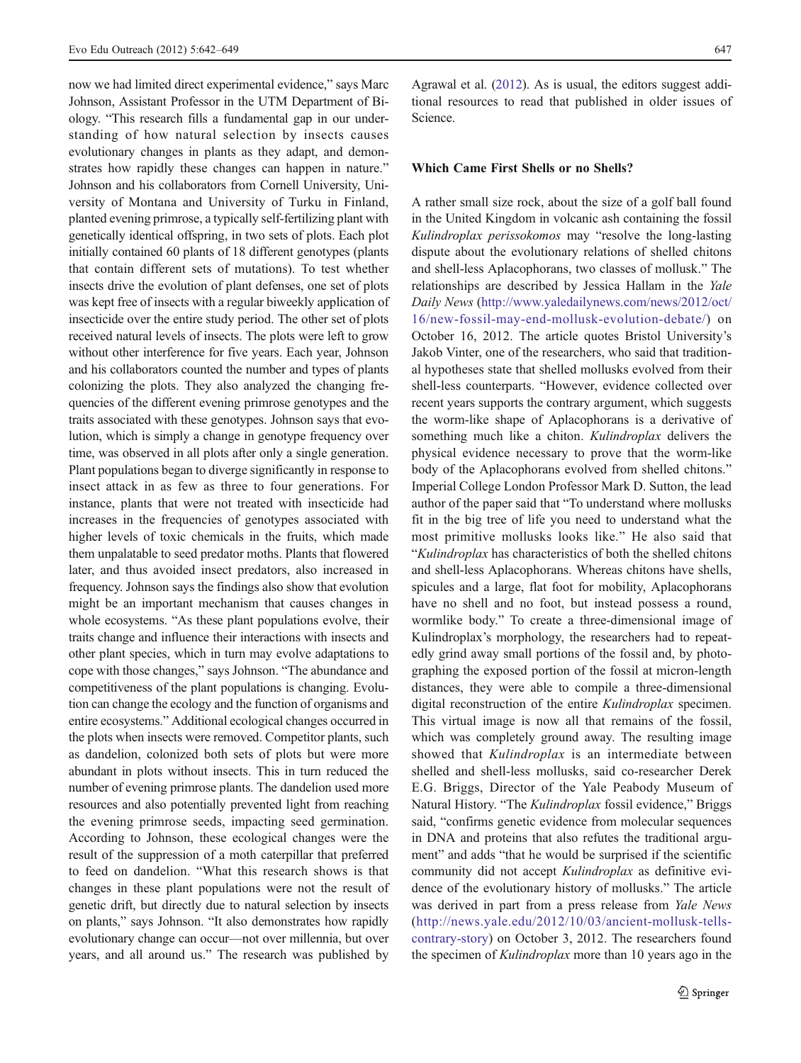now we had limited direct experimental evidence," says Marc Johnson, Assistant Professor in the UTM Department of Biology. "This research fills a fundamental gap in our understanding of how natural selection by insects causes evolutionary changes in plants as they adapt, and demonstrates how rapidly these changes can happen in nature." Johnson and his collaborators from Cornell University, University of Montana and University of Turku in Finland, planted evening primrose, a typically self-fertilizing plant with genetically identical offspring, in two sets of plots. Each plot initially contained 60 plants of 18 different genotypes (plants that contain different sets of mutations). To test whether insects drive the evolution of plant defenses, one set of plots was kept free of insects with a regular biweekly application of insecticide over the entire study period. The other set of plots received natural levels of insects. The plots were left to grow without other interference for five years. Each year, Johnson and his collaborators counted the number and types of plants colonizing the plots. They also analyzed the changing frequencies of the different evening primrose genotypes and the traits associated with these genotypes. Johnson says that evolution, which is simply a change in genotype frequency over time, was observed in all plots after only a single generation. Plant populations began to diverge significantly in response to insect attack in as few as three to four generations. For instance, plants that were not treated with insecticide had increases in the frequencies of genotypes associated with higher levels of toxic chemicals in the fruits, which made them unpalatable to seed predator moths. Plants that flowered later, and thus avoided insect predators, also increased in frequency. Johnson says the findings also show that evolution might be an important mechanism that causes changes in whole ecosystems. "As these plant populations evolve, their traits change and influence their interactions with insects and other plant species, which in turn may evolve adaptations to cope with those changes," says Johnson. "The abundance and competitiveness of the plant populations is changing. Evolution can change the ecology and the function of organisms and entire ecosystems." Additional ecological changes occurred in the plots when insects were removed. Competitor plants, such as dandelion, colonized both sets of plots but were more abundant in plots without insects. This in turn reduced the number of evening primrose plants. The dandelion used more resources and also potentially prevented light from reaching the evening primrose seeds, impacting seed germination. According to Johnson, these ecological changes were the result of the suppression of a moth caterpillar that preferred to feed on dandelion. "What this research shows is that changes in these plant populations were not the result of genetic drift, but directly due to natural selection by insects on plants," says Johnson. "It also demonstrates how rapidly evolutionary change can occur—not over millennia, but over years, and all around us." The research was published by Agrawal et al. (2012). As is usual, the editors suggest additional resources to read that published in older issues of Science.

### Which Came First Shells or no Shells?

A rather small size rock, about the size of a golf ball found in the United Kingdom in volcanic ash containing the fossil *Kulindroplax perissokomos* may "resolve the long-lasting dispute about the evolutionary relations of shelled chitons and shell-less Aplacophorans, two classes of mollusk." The relationships are described by Jessica Hallam in the *Yale Daily News* (http://www.yaledailynews.com/news/2012/oct/16/new-fossil-may-end-mollusk-evolution-debate/) on October 16, 2012. The article quotes Bristol University's Jakob Vinter, one of the researchers, who said that traditional hypotheses state that shelled mollusks evolved from their shell-less counterparts. "However, evidence collected over recent years supports the contrary argument, which suggests the worm-like shape of Aplacophorans is a derivative of something much like a chiton. *Kulindroplax* delivers the physical evidence necessary to prove that the worm-like body of the Aplacophorans evolved from shelled chitons." Imperial College London Professor Mark D. Sutton, the lead author of the paper said that "To understand where mollusks fit in the big tree of life you need to understand what the most primitive mollusks looks like." He also said that "*Kulindroplax* has characteristics of both the shelled chitons and shell-less Aplacophorans. Whereas chitons have shells, spicules and a large, flat foot for mobility, Aplacophorans have no shell and no foot, but instead possess a round, wormlike body." To create a three-dimensional image of Kulindroplax's morphology, the researchers had to repeatedly grind away small portions of the fossil and, by photographing the exposed portion of the fossil at micron-length distances, they were able to compile a three-dimensional digital reconstruction of the entire *Kulindroplax* specimen. This virtual image is now all that remains of the fossil, which was completely ground away. The resulting image showed that *Kulindroplax* is an intermediate between shelled and shell-less mollusks, said co-researcher Derek E.G. Briggs, Director of the Yale Peabody Museum of Natural History. "The *Kulindroplax* fossil evidence," Briggs said, "confirms genetic evidence from molecular sequences in DNA and proteins that also refutes the traditional argument" and adds "that he would be surprised if the scientific community did not accept *Kulindroplax* as definitive evidence of the evolutionary history of mollusks." The article was derived in part from a press release from *Yale News* (http://news.yale.edu/2012/10/03/ancient-mollusk-tells-contrary-story) on October 3, 2012. The researchers found the specimen of *Kulindroplax* more than 10 years ago in the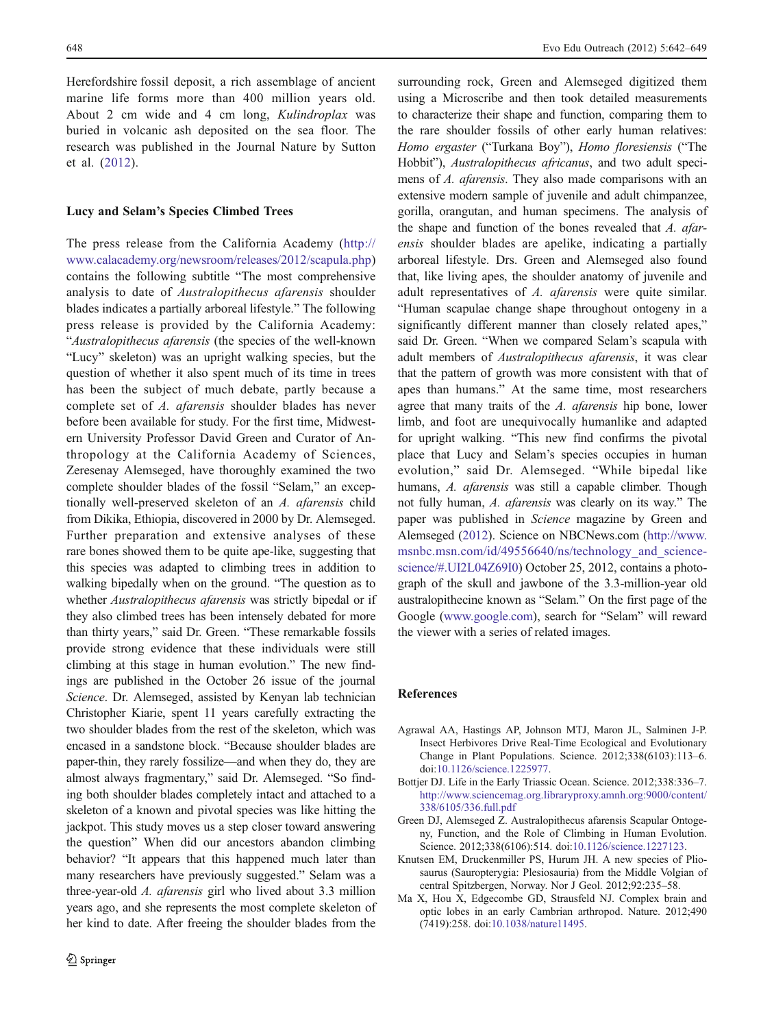Herefordshire fossil deposit, a rich assemblage of ancient marine life forms more than 400 million years old. About 2 cm wide and 4 cm long, *Kulindroplax* was buried in volcanic ash deposited on the sea floor. The research was published in the Journal Nature by Sutton et al. (2012).

### Lucy and Selam's Species Climbed Trees

The press release from the California Academy (http://www.calacademy.org/newsroom/releases/2012/scapula.php) contains the following subtitle "The most comprehensive analysis to date of *Australopithecus afarensis* shoulder blades indicates a partially arboreal lifestyle." The following press release is provided by the California Academy: "*Australopithecus afarensis* (the species of the well-known "Lucy" skeleton) was an upright walking species, but the question of whether it also spent much of its time in trees has been the subject of much debate, partly because a complete set of *A. afarensis* shoulder blades has never before been available for study. For the first time, Midwestern University Professor David Green and Curator of Anthropology at the California Academy of Sciences, Zeresenay Alemseged, have thoroughly examined the two complete shoulder blades of the fossil "Selam," an exceptionally well-preserved skeleton of an *A. afarensis* child from Dikika, Ethiopia, discovered in 2000 by Dr. Alemseged. Further preparation and extensive analyses of these rare bones showed them to be quite ape-like, suggesting that this species was adapted to climbing trees in addition to walking bipedally when on the ground. "The question as to whether *Australopithecus afarensis* was strictly bipedal or if they also climbed trees has been intensely debated for more than thirty years," said Dr. Green. "These remarkable fossils provide strong evidence that these individuals were still climbing at this stage in human evolution." The new findings are published in the October 26 issue of the journal *Science*. Dr. Alemseged, assisted by Kenyan lab technician Christopher Kiarie, spent 11 years carefully extracting the two shoulder blades from the rest of the skeleton, which was encased in a sandstone block. "Because shoulder blades are paper-thin, they rarely fossilize—and when they do, they are almost always fragmentary," said Dr. Alemseged. "So finding both shoulder blades completely intact and attached to a skeleton of a known and pivotal species was like hitting the jackpot. This study moves us a step closer toward answering the question" When did our ancestors abandon climbing behavior? "It appears that this happened much later than many researchers have previously suggested." Selam was a three-year-old *A. afarensis* girl who lived about 3.3 million years ago, and she represents the most complete skeleton of her kind to date. After freeing the shoulder blades from the surrounding rock, Green and Alemseged digitized them using a Microscribe and then took detailed measurements to characterize their shape and function, comparing them to the rare shoulder fossils of other early human relatives: *Homo ergaster* ("Turkana Boy"), *Homo floresiensis* ("The Hobbit"), *Australopithecus africanus*, and two adult specimens of *A. afarensis*. They also made comparisons with an extensive modern sample of juvenile and adult chimpanzee, gorilla, orangutan, and human specimens. The analysis of the shape and function of the bones revealed that *A. afarensis* shoulder blades are apelike, indicating a partially arboreal lifestyle. Drs. Green and Alemseged also found that, like living apes, the shoulder anatomy of juvenile and adult representatives of *A. afarensis* were quite similar. "Human scapulae change shape throughout ontogeny in a significantly different manner than closely related apes," said Dr. Green. "When we compared Selam's scapula with adult members of *Australopithecus afarensis*, it was clear that the pattern of growth was more consistent with that of apes than humans." At the same time, most researchers agree that many traits of the *A. afarensis* hip bone, lower limb, and foot are unequivocally humanlike and adapted for upright walking. "This new find confirms the pivotal place that Lucy and Selam's species occupies in human evolution," said Dr. Alemseged. "While bipedal like humans, *A. afarensis* was still a capable climber. Though not fully human, *A. afarensis* was clearly on its way." The paper was published in *Science* magazine by Green and Alemseged (2012). Science on NBCNews.com (http://www.msnbc.msn.com/id/49556640/ns/technology_and_science-science/#.UI2L04Z69I0) October 25, 2012, contains a photograph of the skull and jawbone of the 3.3-million-year old australopithecine known as "Selam." On the first page of the Google (www.google.com), search for "Selam" will reward the viewer with a series of related images.

## References

Agrawal AA, Hastings AP, Johnson MTJ, Maron JL, Salminen J-P. Insect Herbivores Drive Real-Time Ecological and Evolutionary Change in Plant Populations. Science. 2012;338(6103):113–6. doi:10.1126/science.1225977.

Bottjer DJ. Life in the Early Triassic Ocean. Science. 2012;338:336–7. http://www.sciencemag.org.libraryproxy.amnh.org:9000/content/338/6105/336.full.pdf

Green DJ, Alemseged Z. Australopithecus afarensis Scapular Ontogeny, Function, and the Role of Climbing in Human Evolution. Science. 2012;338(6106):514. doi:10.1126/science.1227123.

Knutsen EM, Druckenmiller PS, Hurum JH. A new species of Pliosaurus (Sauropterygia: Plesiosauria) from the Middle Volgian of central Spitzbergen, Norway. Nor J Geol. 2012;92:235–58.

Ma X, Hou X, Edgecombe GD, Strausfeld NJ. Complex brain and optic lobes in an early Cambrian arthropod. Nature. 2012;490(7419):258. doi:10.1038/nature11495.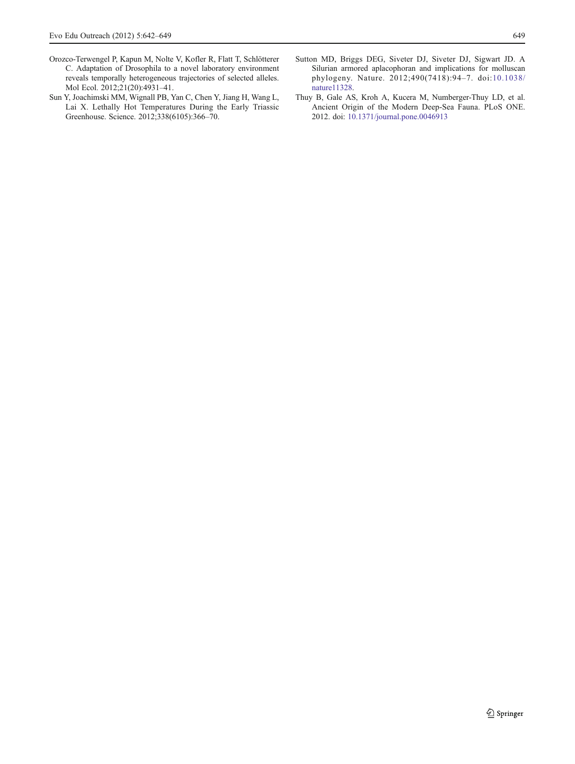Orozco-Terwengel P, Kapun M, Nolte V, Kofler R, Flatt T, Schlötterer C. Adaptation of Drosophila to a novel laboratory environment reveals temporally heterogeneous trajectories of selected alleles. Mol Ecol. 2012;21(20):4931–41.

Sun Y, Joachimski MM, Wignall PB, Yan C, Chen Y, Jiang H, Wang L, Lai X. Lethally Hot Temperatures During the Early Triassic Greenhouse. Science. 2012;338(6105):366–70.

Sutton MD, Briggs DEG, Siveter DJ, Siveter DJ, Sigwart JD. A Silurian armored aplacophoran and implications for molluscan phylogeny. Nature. 2012;490(7418):94–7. doi:10.1038/nature11328.

Thuy B, Gale AS, Kroh A, Kucera M, Numberger-Thuy LD, et al. Ancient Origin of the Modern Deep-Sea Fauna. PLoS ONE. 2012. doi: 10.1371/journal.pone.0046913